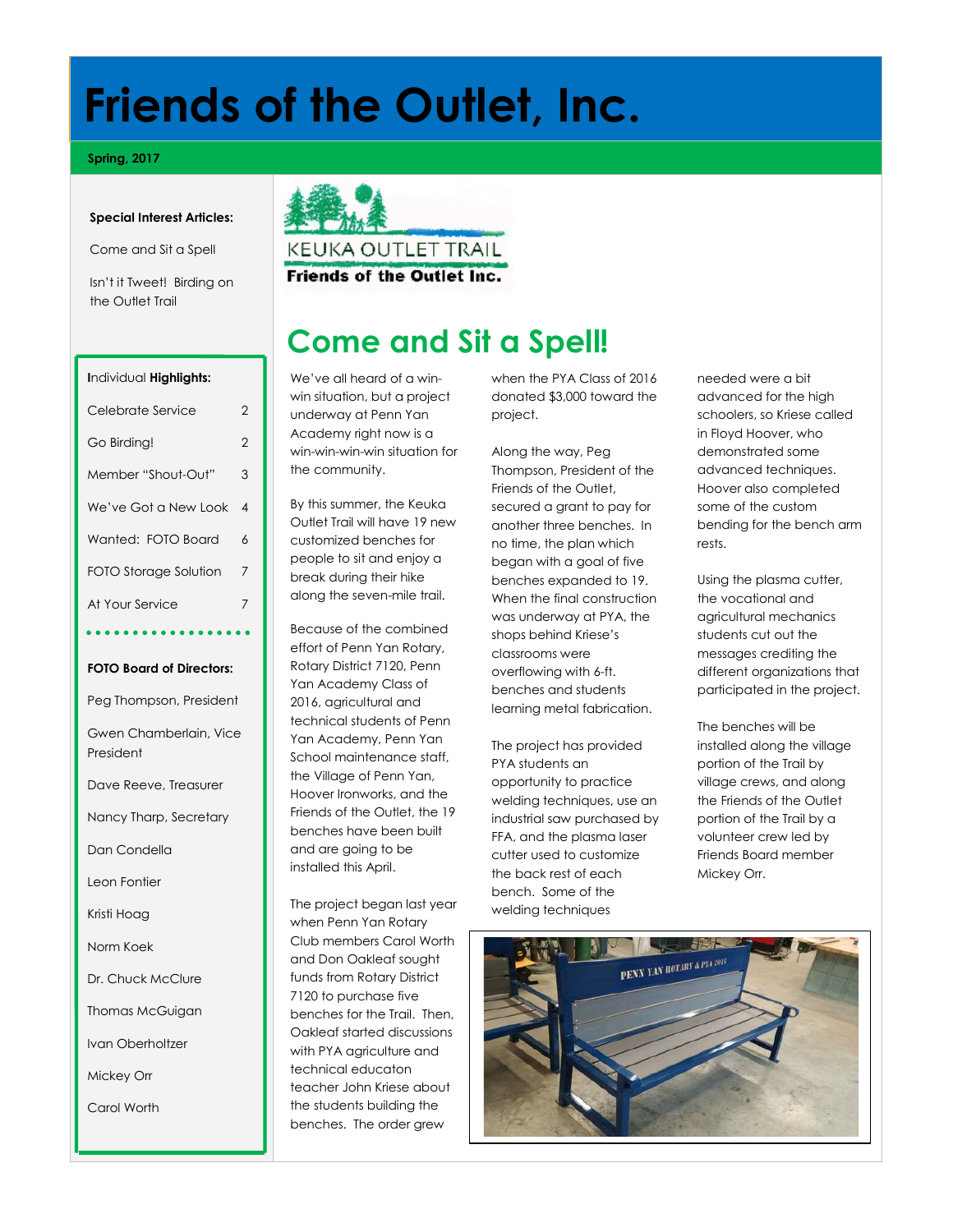# Friends of the Outlet, Inc.

**Spring, 2017**

**Special Interest Articles:**

Come and Sit a Spell

Isn't it Tweet! Birding on the Outlet Trail

**Individual Highlights:**

| | |
|---|---|
| Celebrate Service | 2 |
| Go Birding! | 2 |
| Member "Shout-Out" | 3 |
| We've Got a New Look | 4 |
| Wanted: FOTO Board | 6 |
| FOTO Storage Solution | 7 |
| At Your Service | 7 |

**FOTO Board of Directors:**

Peg Thompson, President

Gwen Chamberlain, Vice President

Dave Reeve, Treasurer

Nancy Tharp, Secretary

Dan Condella

Leon Fontier

Kristi Hoag

Norm Koek

Dr. Chuck McClure

Thomas McGuigan

Ivan Oberholtzer

Mickey Orr

Carol Worth

KEUKA OUTLET TRAIL

**Friends of the Outlet Inc.**

## Come and Sit a Spell!

We've all heard of a win-win situation, but a project underway at Penn Yan Academy right now is a win-win-win-win situation for the community.

By this summer, the Keuka Outlet Trail will have 19 new customized benches for people to sit and enjoy a break during their hike along the seven-mile trail.

Because of the combined effort of Penn Yan Rotary, Rotary District 7120, Penn Yan Academy Class of 2016, agricultural and technical students of Penn Yan Academy, Penn Yan School maintenance staff, the Village of Penn Yan, Hoover Ironworks, and the Friends of the Outlet, the 19 benches have been built and are going to be installed this April.

The project began last year when Penn Yan Rotary Club members Carol Worth and Don Oakleaf sought funds from Rotary District 7120 to purchase five benches for the Trail. Then, Oakleaf started discussions with PYA agriculture and technical educaton teacher John Kriese about the students building the benches. The order grew when the PYA Class of 2016 donated $3,000 toward the project.

Along the way, Peg Thompson, President of the Friends of the Outlet, secured a grant to pay for another three benches. In no time, the plan which began with a goal of five benches expanded to 19. When the final construction was underway at PYA, the shops behind Kriese's classrooms were overflowing with 6-ft. benches and students learning metal fabrication.

The project has provided PYA students an opportunity to practice welding techniques, use an industrial saw purchased by FFA, and the plasma laser cutter used to customize the back rest of each bench. Some of the welding techniques needed were a bit advanced for the high schoolers, so Kriese called in Floyd Hoover, who demonstrated some advanced techniques. Hoover also completed some of the custom bending for the bench arm rests.

Using the plasma cutter, the vocational and agricultural mechanics students cut out the messages crediting the different organizations that participated in the project.

The benches will be installed along the village portion of the Trail by village crews, and along the Friends of the Outlet portion of the Trail by a volunteer crew led by Friends Board member Mickey Orr.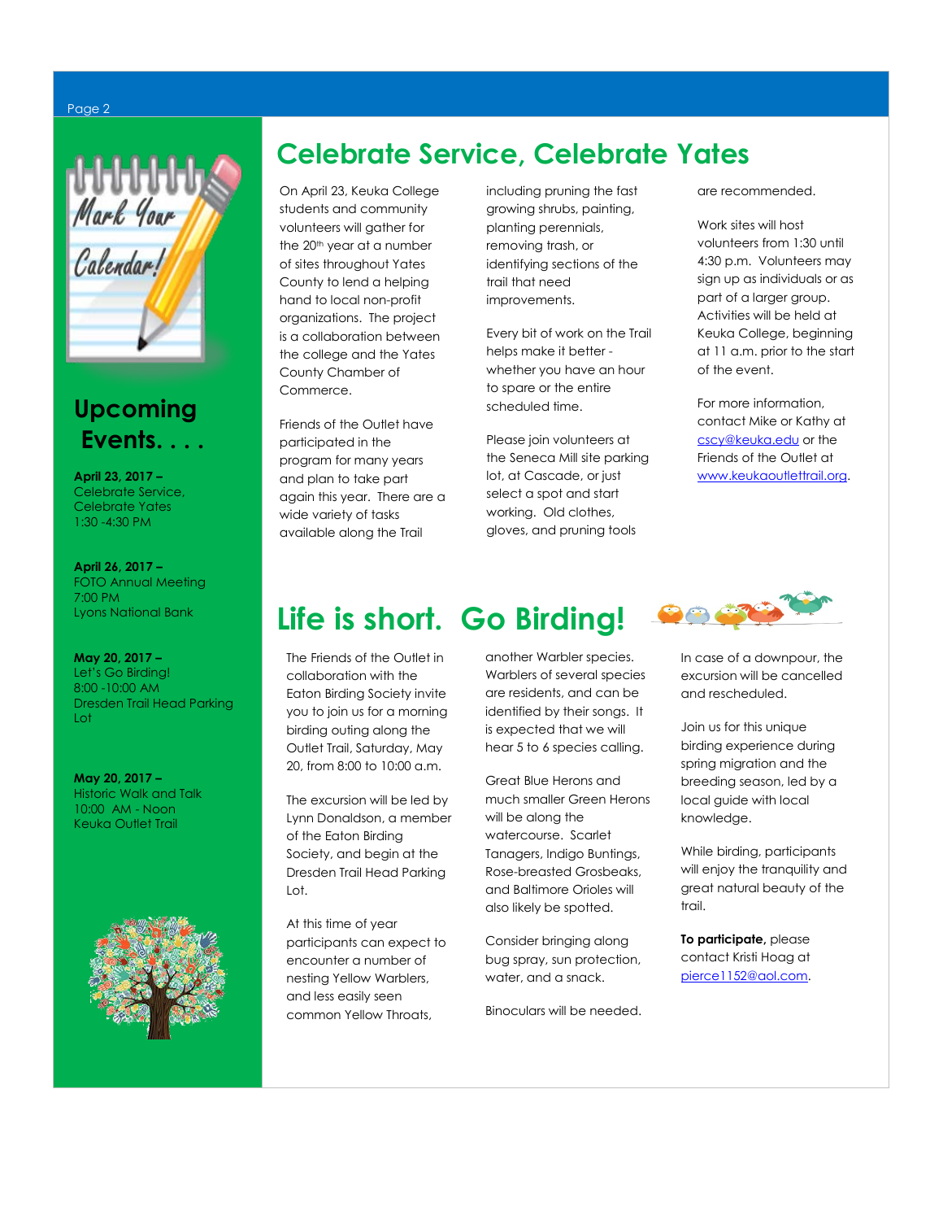## Upcoming Events. . . .

**April 23, 2017 –**
Celebrate Service, Celebrate Yates
1:30 -4:30 PM

**April 26, 2017 –**
FOTO Annual Meeting
7:00 PM
Lyons National Bank

**May 20, 2017 –**
Let's Go Birding!
8:00 -10:00 AM
Dresden Trail Head Parking Lot

**May 20, 2017 –**
Historic Walk and Talk
10:00 AM - Noon
Keuka Outlet Trail

# Celebrate Service, Celebrate Yates

On April 23, Keuka College students and community volunteers will gather for the 20th year at a number of sites throughout Yates County to lend a helping hand to local non-profit organizations. The project is a collaboration between the college and the Yates County Chamber of Commerce.

Friends of the Outlet have participated in the program for many years and plan to take part again this year. There are a wide variety of tasks available along the Trail including pruning the fast growing shrubs, painting, planting perennials, removing trash, or identifying sections of the trail that need improvements.

Every bit of work on the Trail helps make it better - whether you have an hour to spare or the entire scheduled time.

Please join volunteers at the Seneca Mill site parking lot, at Cascade, or just select a spot and start working. Old clothes, gloves, and pruning tools are recommended.

Work sites will host volunteers from 1:30 until 4:30 p.m. Volunteers may sign up as individuals or as part of a larger group. Activities will be held at Keuka College, beginning at 11 a.m. prior to the start of the event.

For more information, contact Mike or Kathy at cscy@keuka.edu or the Friends of the Outlet at www.keukaoutlettrail.org.

# Life is short. Go Birding!

The Friends of the Outlet in collaboration with the Eaton Birding Society invite you to join us for a morning birding outing along the Outlet Trail, Saturday, May 20, from 8:00 to 10:00 a.m.

The excursion will be led by Lynn Donaldson, a member of the Eaton Birding Society, and begin at the Dresden Trail Head Parking Lot.

At this time of year participants can expect to encounter a number of nesting Yellow Warblers, and less easily seen common Yellow Throats, another Warbler species. Warblers of several species are residents, and can be identified by their songs. It is expected that we will hear 5 to 6 species calling.

Great Blue Herons and much smaller Green Herons will be along the watercourse. Scarlet Tanagers, Indigo Buntings, Rose-breasted Grosbeaks, and Baltimore Orioles will also likely be spotted.

Consider bringing along bug spray, sun protection, water, and a snack.

Binoculars will be needed.

In case of a downpour, the excursion will be cancelled and rescheduled.

Join us for this unique birding experience during spring migration and the breeding season, led by a local guide with local knowledge.

While birding, participants will enjoy the tranquility and great natural beauty of the trail.

**To participate,** please contact Kristi Hoag at pierce1152@aol.com.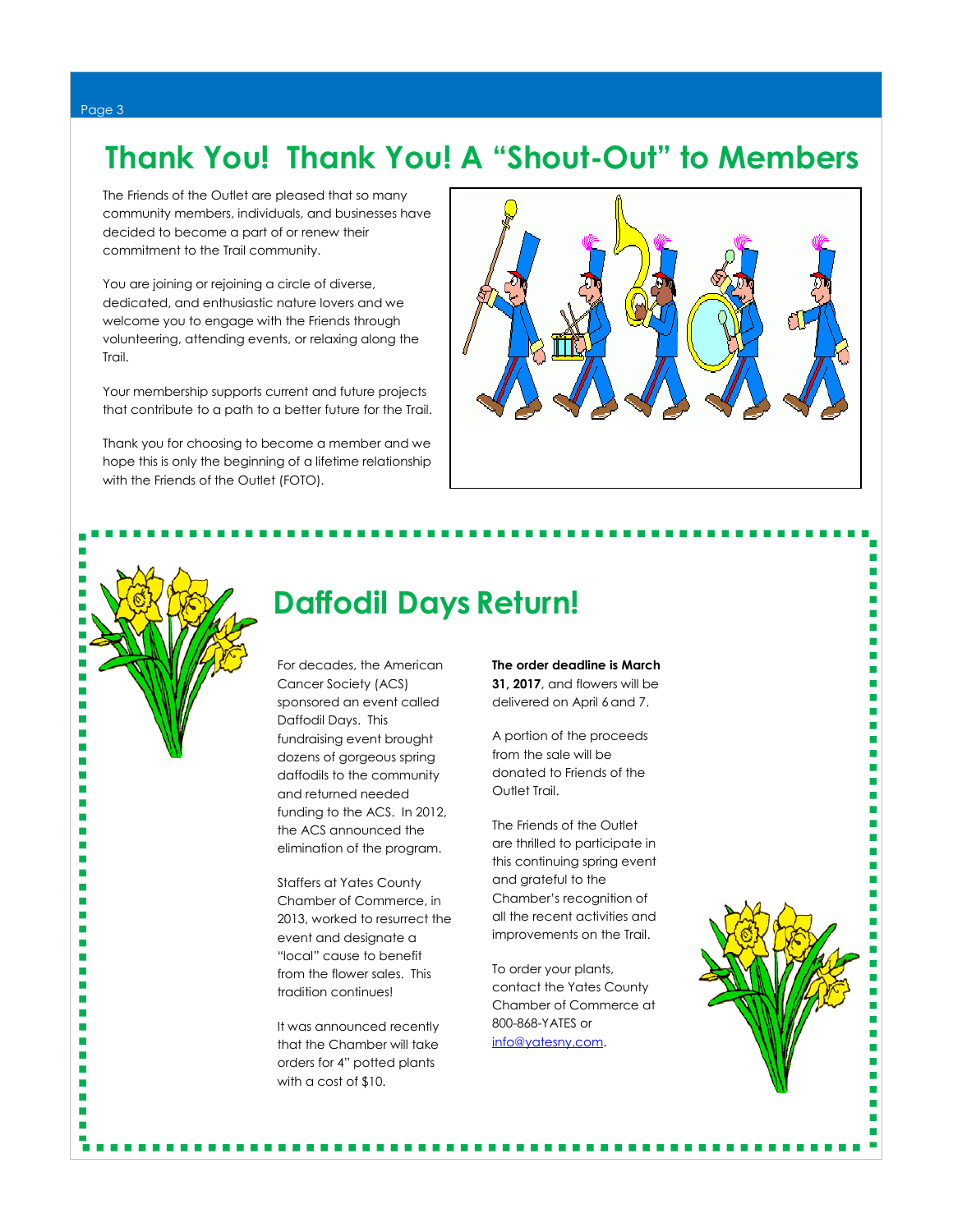# Thank You! Thank You! A "Shout-Out" to Members

The Friends of the Outlet are pleased that so many community members, individuals, and businesses have decided to become a part of or renew their commitment to the Trail community.

You are joining or rejoining a circle of diverse, dedicated, and enthusiastic nature lovers and we welcome you to engage with the Friends through volunteering, attending events, or relaxing along the Trail.

Your membership supports current and future projects that contribute to a path to a better future for the Trail.

Thank you for choosing to become a member and we hope this is only the beginning of a lifetime relationship with the Friends of the Outlet (FOTO).

# Daffodil Days Return!

For decades, the American Cancer Society (ACS) sponsored an event called Daffodil Days. This fundraising event brought dozens of gorgeous spring daffodils to the community and returned needed funding to the ACS. In 2012, the ACS announced the elimination of the program.

Staffers at Yates County Chamber of Commerce, in 2013, worked to resurrect the event and designate a "local" cause to benefit from the flower sales. This tradition continues!

It was announced recently that the Chamber will take orders for 4" potted plants with a cost of $10.

**The order deadline is March 31, 2017**, and flowers will be delivered on April 6 and 7.

A portion of the proceeds from the sale will be donated to Friends of the Outlet Trail.

The Friends of the Outlet are thrilled to participate in this continuing spring event and grateful to the Chamber's recognition of all the recent activities and improvements on the Trail.

To order your plants, contact the Yates County Chamber of Commerce at 800-868-YATES or info@yatesny.com.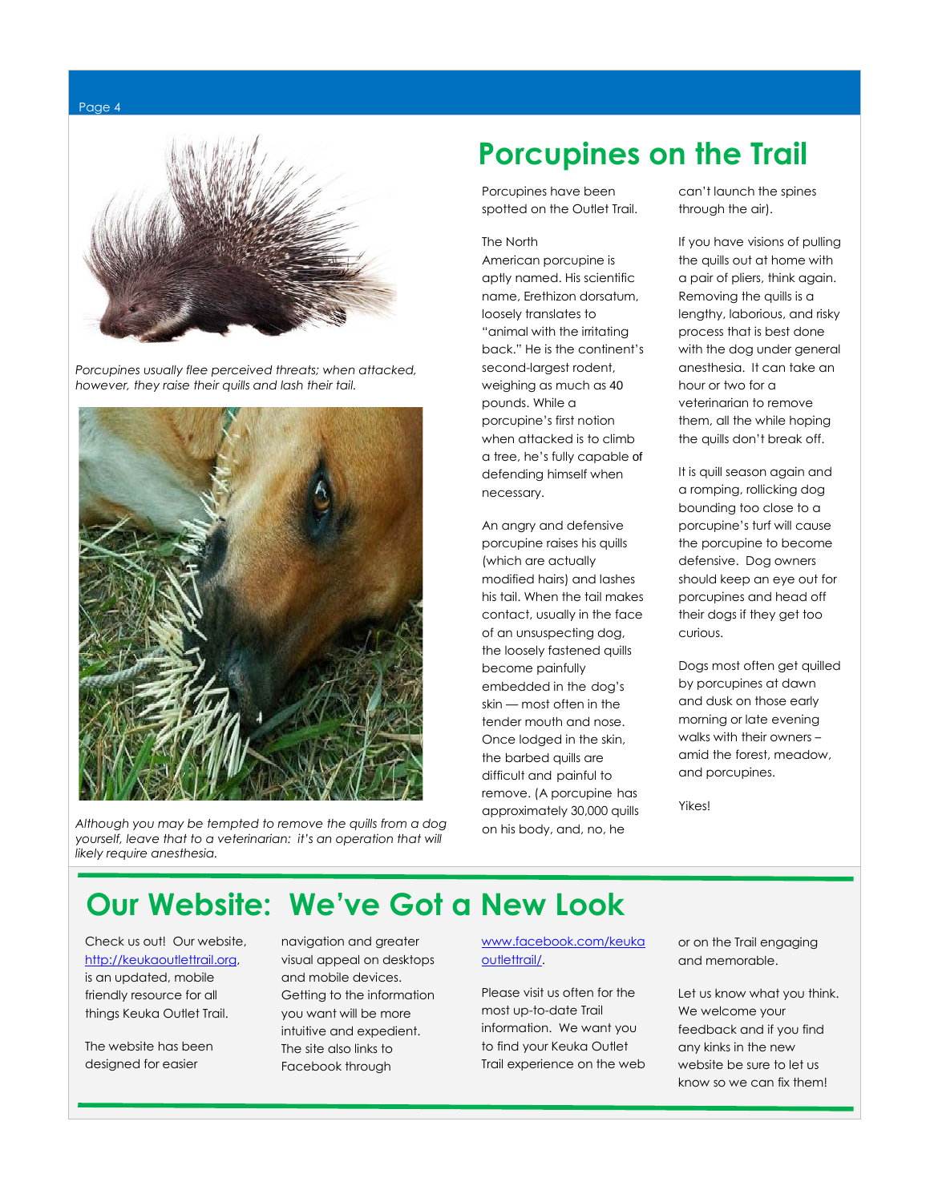Porcupines usually flee perceived threats; when attacked, however, they raise their quills and lash their tail.

Although you may be tempted to remove the quills from a dog yourself, leave that to a veterinarian: it's an operation that will likely require anesthesia.

# Porcupines on the Trail

Porcupines have been spotted on the Outlet Trail.

The North American porcupine is aptly named. His scientific name, Erethizon dorsatum, loosely translates to "animal with the irritating back." He is the continent's second-largest rodent, weighing as much as 40 pounds. While a porcupine's first notion when attacked is to climb a tree, he's fully capable of defending himself when necessary.

An angry and defensive porcupine raises his quills (which are actually modified hairs) and lashes his tail. When the tail makes contact, usually in the face of an unsuspecting dog, the loosely fastened quills become painfully embedded in the dog's skin — most often in the tender mouth and nose. Once lodged in the skin, the barbed quills are difficult and painful to remove. (A porcupine has approximately 30,000 quills on his body, and, no, he can't launch the spines through the air).

If you have visions of pulling the quills out at home with a pair of pliers, think again. Removing the quills is a lengthy, laborious, and risky process that is best done with the dog under general anesthesia. It can take an hour or two for a veterinarian to remove them, all the while hoping the quills don't break off.

It is quill season again and a romping, rollicking dog bounding too close to a porcupine's turf will cause the porcupine to become defensive. Dog owners should keep an eye out for porcupines and head off their dogs if they get too curious.

Dogs most often get quilled by porcupines at dawn and dusk on those early morning or late evening walks with their owners – amid the forest, meadow, and porcupines.

Yikes!

# Our Website: We've Got a New Look

Check us out! Our website, http://keukaoutlettrail.org, is an updated, mobile friendly resource for all things Keuka Outlet Trail.

The website has been designed for easier navigation and greater visual appeal on desktops and mobile devices. Getting to the information you want will be more intuitive and expedient. The site also links to Facebook through www.facebook.com/keukaoutlettrail/.

Please visit us often for the most up-to-date Trail information. We want you to find your Keuka Outlet Trail experience on the web or on the Trail engaging and memorable.

Let us know what you think. We welcome your feedback and if you find any kinks in the new website be sure to let us know so we can fix them!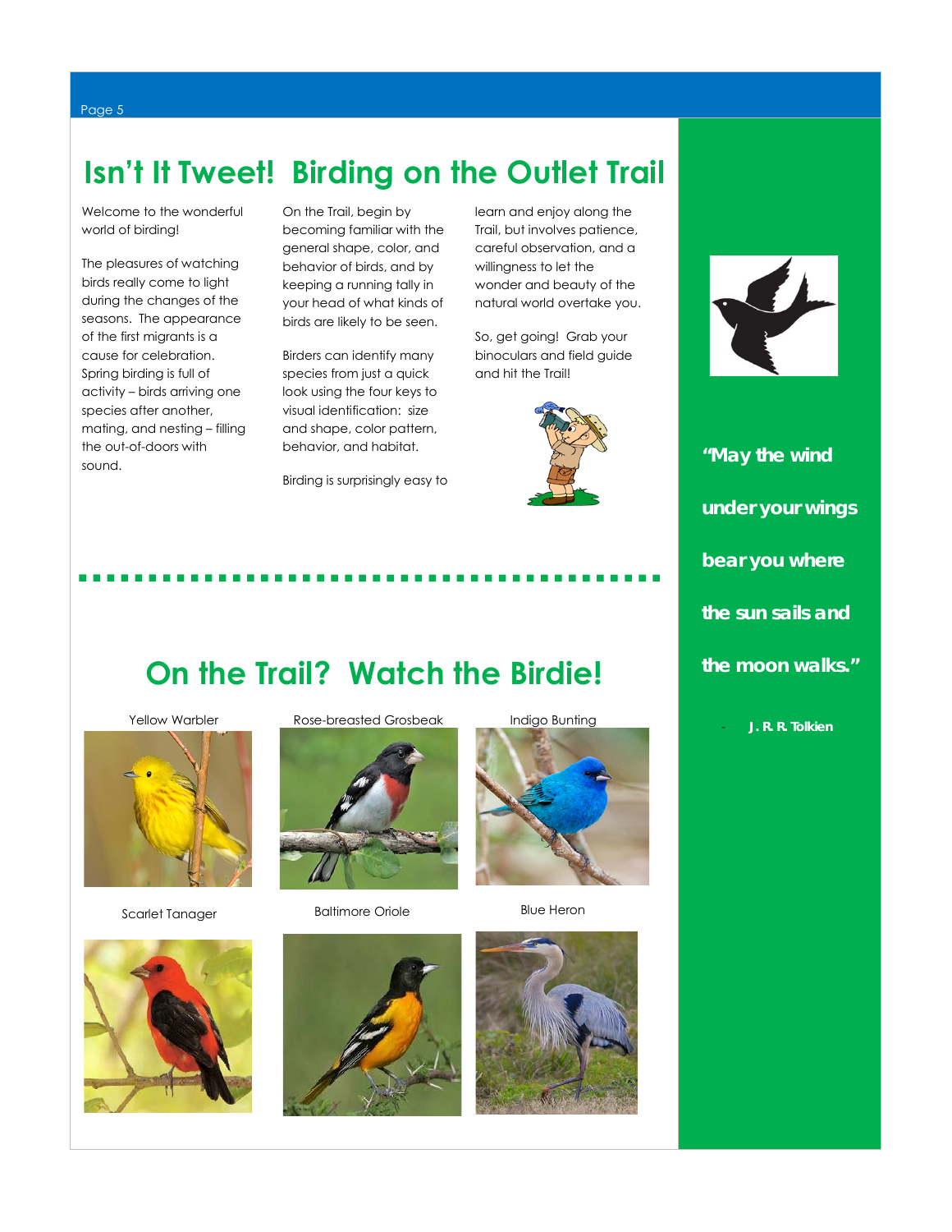# Isn't It Tweet! Birding on the Outlet Trail

Welcome to the wonderful world of birding!

The pleasures of watching birds really come to light during the changes of the seasons. The appearance of the first migrants is a cause for celebration. Spring birding is full of activity – birds arriving one species after another, mating, and nesting – filling the out-of-doors with sound.

On the Trail, begin by becoming familiar with the general shape, color, and behavior of birds, and by keeping a running tally in your head of what kinds of birds are likely to be seen.

Birders can identify many species from just a quick look using the four keys to visual identification: size and shape, color pattern, behavior, and habitat.

Birding is surprisingly easy to learn and enjoy along the Trail, but involves patience, careful observation, and a willingness to let the wonder and beauty of the natural world overtake you.

So, get going! Grab your binoculars and field guide and hit the Trail!

# On the Trail? Watch the Birdie!

Yellow Warbler

Rose-breasted Grosbeak

Indigo Bunting

Scarlet Tanager

Baltimore Oriole

Blue Heron

**"May the wind under your wings bear you where the sun sails and the moon walks."**

- **J. R. R. Tolkien**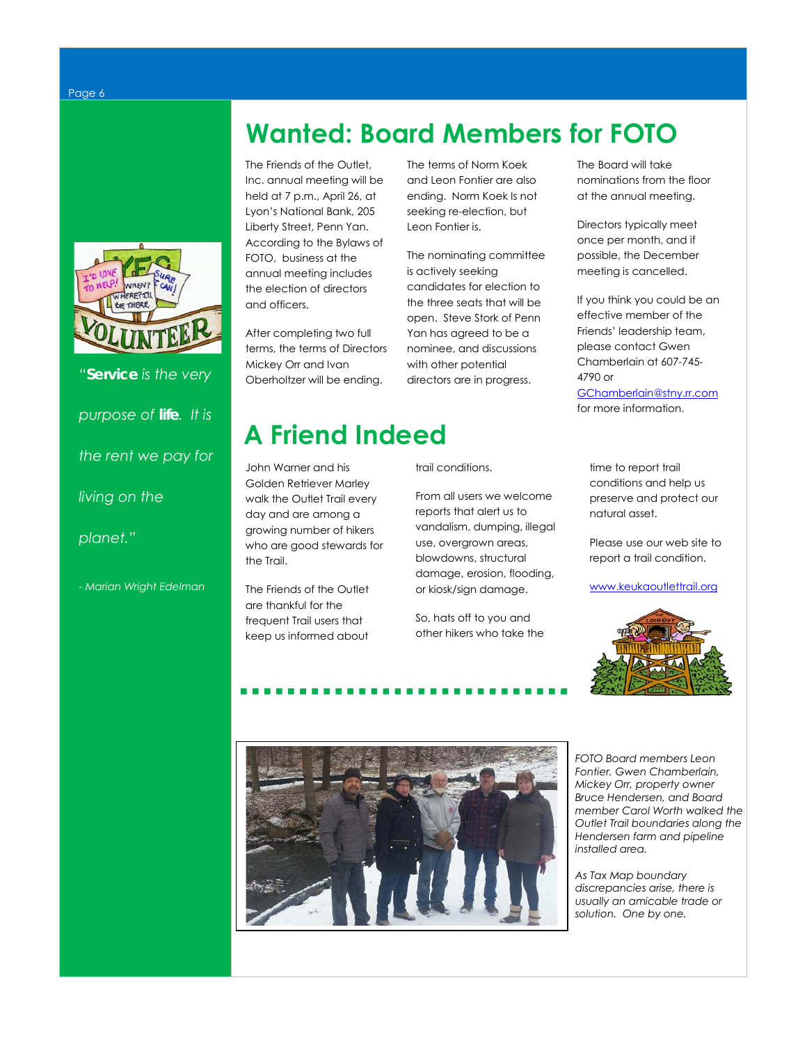# Wanted: Board Members for FOTO

The Friends of the Outlet, Inc. annual meeting will be held at 7 p.m., April 26, at Lyon's National Bank, 205 Liberty Street, Penn Yan. According to the Bylaws of FOTO, business at the annual meeting includes the election of directors and officers.

After completing two full terms, the terms of Directors Mickey Orr and Ivan Oberholtzer will be ending.

The terms of Norm Koek and Leon Fontier are also ending. Norm Koek Is not seeking re-election, but Leon Fontier is.

The nominating committee is actively seeking candidates for election to the three seats that will be open. Steve Stork of Penn Yan has agreed to be a nominee, and discussions with other potential directors are in progress.

The Board will take nominations from the floor at the annual meeting.

Directors typically meet once per month, and if possible, the December meeting is cancelled.

If you think you could be an effective member of the Friends' leadership team, please contact Gwen Chamberlain at 607-745-4790 or GChamberlain@stny.rr.com for more information.

*"**Service** is the very purpose of **life**. It is the rent we pay for living on the planet."*

*- Marian Wright Edelman*

# A Friend Indeed

John Warner and his Golden Retriever Marley walk the Outlet Trail every day and are among a growing number of hikers who are good stewards for the Trail.

The Friends of the Outlet are thankful for the frequent Trail users that keep us informed about trail conditions.

From all users we welcome reports that alert us to vandalism, dumping, illegal use, overgrown areas, blowdowns, structural damage, erosion, flooding, or kiosk/sign damage.

So, hats off to you and other hikers who take the time to report trail conditions and help us preserve and protect our natural asset.

Please use our web site to report a trail condition.

www.keukaoutlettrail.org

*FOTO Board members Leon Fontier. Gwen Chamberlain, Mickey Orr, property owner Bruce Hendersen, and Board member Carol Worth walked the Outlet Trail boundaries along the Hendersen farm and pipeline installed area.*

*As Tax Map boundary discrepancies arise, there is usually an amicable trade or solution. One by one.*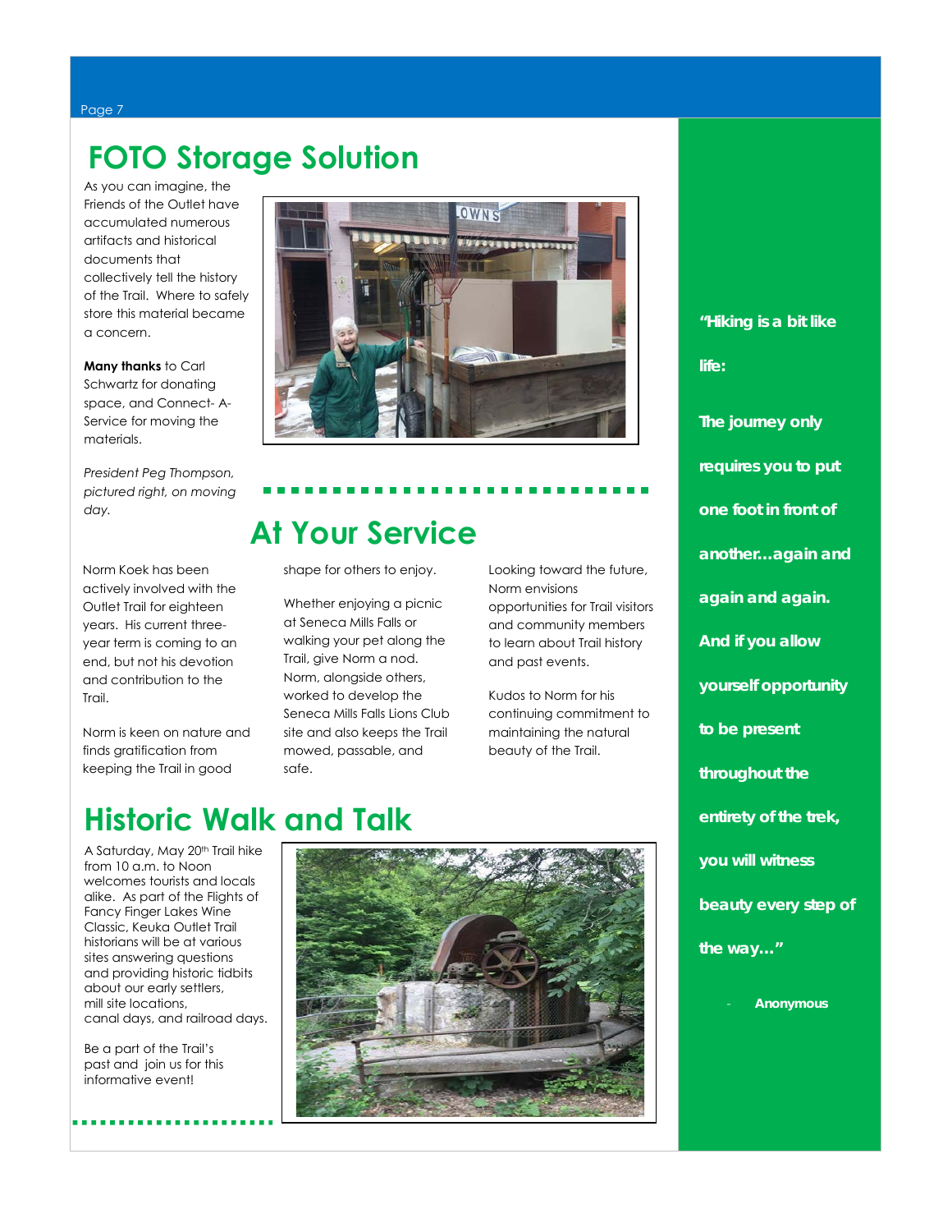# FOTO Storage Solution

As you can imagine, the Friends of the Outlet have accumulated numerous artifacts and historical documents that collectively tell the history of the Trail. Where to safely store this material became a concern.

**Many thanks** to Carl Schwartz for donating space, and Connect- A-Service for moving the materials.

*President Peg Thompson, pictured right, on moving day.*

# At Your Service

Norm Koek has been actively involved with the Outlet Trail for eighteen years. His current three-year term is coming to an end, but not his devotion and contribution to the Trail.

Norm is keen on nature and finds gratification from keeping the Trail in good shape for others to enjoy.

Whether enjoying a picnic at Seneca Mills Falls or walking your pet along the Trail, give Norm a nod. Norm, alongside others, worked to develop the Seneca Mills Falls Lions Club site and also keeps the Trail mowed, passable, and safe.

Looking toward the future, Norm envisions opportunities for Trail visitors and community members to learn about Trail history and past events.

Kudos to Norm for his continuing commitment to maintaining the natural beauty of the Trail.

# Historic Walk and Talk

A Saturday, May 20th Trail hike from 10 a.m. to Noon welcomes tourists and locals alike. As part of the Flights of Fancy Finger Lakes Wine Classic, Keuka Outlet Trail historians will be at various sites answering questions and providing historic tidbits about our early settlers, mill site locations, canal days, and railroad days.

Be a part of the Trail's past and join us for this informative event!

**"Hiking is a bit like life:**

**The journey only requires you to put one foot in front of another…again and again and again.**

**And if you allow yourself opportunity to be present throughout the entirety of the trek, you will witness beauty every step of the way…"**

**- Anonymous**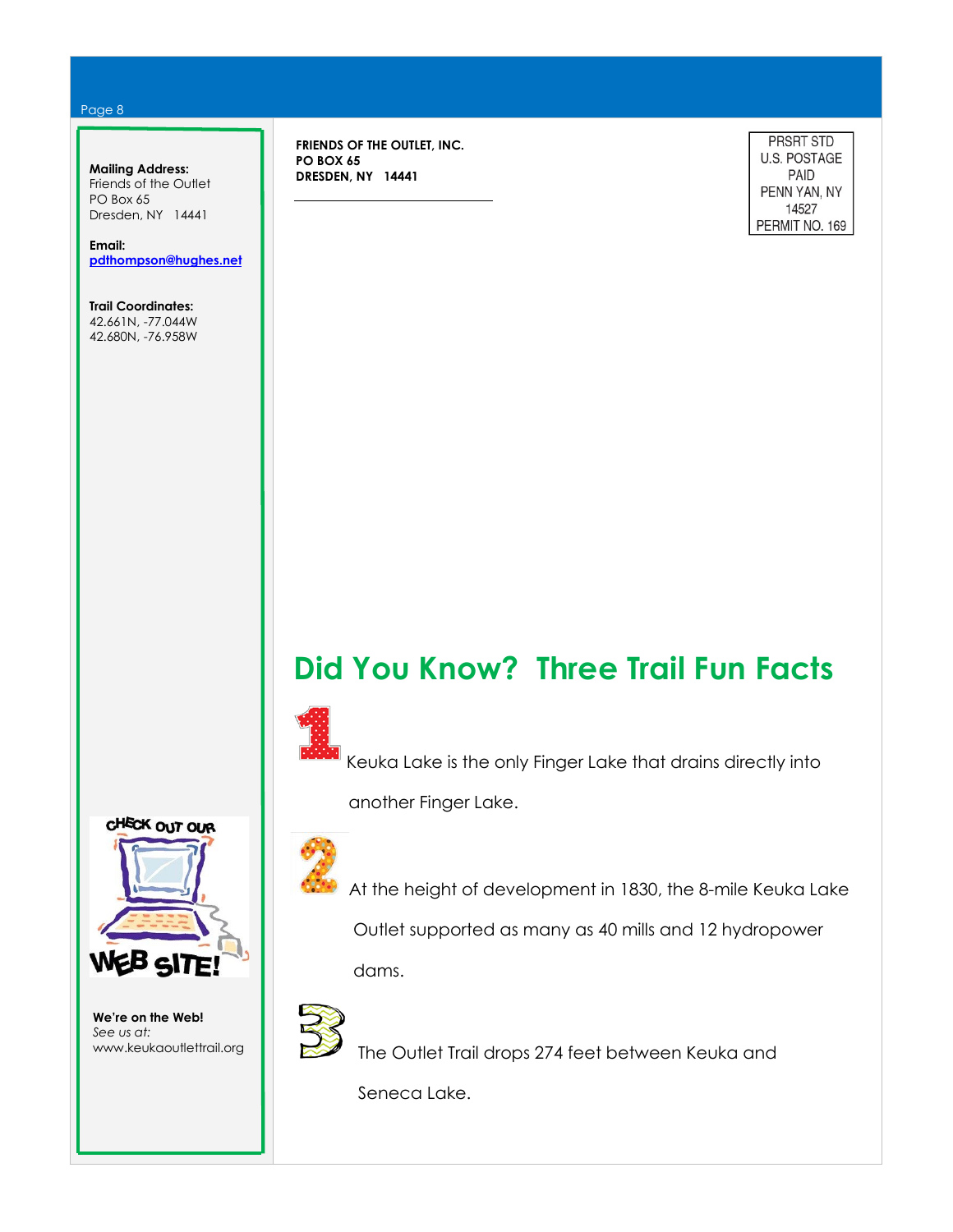**Mailing Address:**
Friends of the Outlet
PO Box 65
Dresden, NY 14441

**Email:**
pdthompson@hughes.net

**Trail Coordinates:**
42.661N, -77.044W
42.680N, -76.958W

CHECK OUT OUR WEB SITE!

**We're on the Web!**
*See us at:*
www.keukaoutlettrail.org

**FRIENDS OF THE OUTLET, INC.**
**PO BOX 65**
**DRESDEN, NY 14441**

PRSRT STD
U.S. POSTAGE
PAID
PENN YAN, NY
14527
PERMIT NO. 169

## Did You Know? Three Trail Fun Facts

1. Keuka Lake is the only Finger Lake that drains directly into another Finger Lake.

2. At the height of development in 1830, the 8-mile Keuka Lake Outlet supported as many as 40 mills and 12 hydropower dams.

3. The Outlet Trail drops 274 feet between Keuka and Seneca Lake.